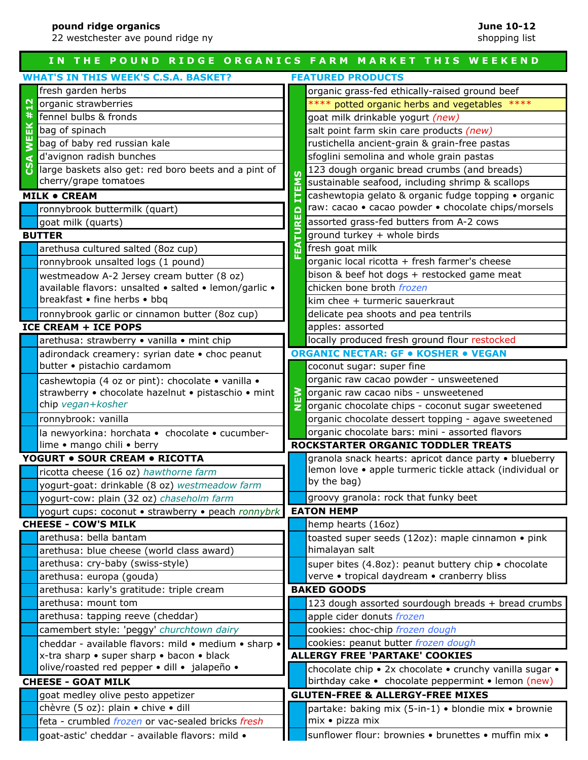**pound ridge organics**
22 westchester ave pound ridge ny

**June 10-12**
shopping list

## IN THE POUND RIDGE ORGANICS FARM MARKET THIS WEEKEND

### WHAT'S IN THIS WEEK'S C.S.A. BASKET?

**CSA WEEK #12**

- fresh garden herbs
- organic strawberries
- fennel bulbs & fronds
- bag of spinach
- bag of baby red russian kale
- d'avignon radish bunches
- large baskets also get: red boro beets and a pint of cherry/grape tomatoes

### MILK • CREAM

- ronnybrook buttermilk (quart)
- goat milk (quarts)

### BUTTER

- arethusa cultured salted (8oz cup)
- ronnybrook unsalted logs (1 pound)
- westmeadow A-2 Jersey cream butter (8 oz) available flavors: unsalted • salted • lemon/garlic • breakfast • fine herbs • bbq
- ronnybrook garlic or cinnamon butter (8oz cup)

### ICE CREAM + ICE POPS

- arethusa: strawberry • vanilla • mint chip
- adirondack creamery: syrian date • choc peanut butter • pistachio cardamom
- cashewtopia (4 oz or pint): chocolate • vanilla • strawberry • chocolate hazelnut • pistachio • mint chip *vegan+kosher*
- ronnybrook: vanilla
- la newyorkina: horchata • chocolate • cucumber-lime • mango chili • berry

### YOGURT • SOUR CREAM • RICOTTA

- ricotta cheese (16 oz) *hawthorne farm*
- yogurt-goat: drinkable (8 oz) *westmeadow farm*
- yogurt-cow: plain (32 oz) *chaseholm farm*
- yogurt cups: coconut • strawberry • peach *ronnybrk*

### CHEESE - COW'S MILK

- arethusa: bella bantam
- arethusa: blue cheese (world class award)
- arethusa: cry-baby (swiss-style)
- arethusa: europa (gouda)
- arethusa: karly's gratitude: triple cream
- arethusa: mount tom
- arethusa: tapping reeve (cheddar)
- camembert style: 'peggy' *churchtown dairy*
- cheddar - available flavors: mild • medium • sharp • x-tra sharp • super sharp • bacon • black olive/roasted red pepper • dill • jalapeño •

### CHEESE - GOAT MILK

- goat medley olive pesto appetizer
- chèvre (5 oz): plain • chive • dill
- feta - crumbled *frozen* or vac-sealed bricks *fresh*
- goat-astic' cheddar - available flavors: mild •

### FEATURED PRODUCTS

**FEATURED ITEMS**

- organic grass-fed ethically-raised ground beef
- \*\*\*\* potted organic herbs and vegetables \*\*\*\*
- goat milk drinkable yogurt *(new)*
- salt point farm skin care products *(new)*
- rustichella ancient-grain & grain-free pastas
- sfoglini semolina and whole grain pastas
- 123 dough organic bread crumbs (and breads)
- sustainable seafood, including shrimp & scallops
- cashewtopia gelato & organic fudge topping • organic raw: cacao • cacao powder • chocolate chips/morsels
- assorted grass-fed butters from A-2 cows
- ground turkey + whole birds
- fresh goat milk
- organic local ricotta + fresh farmer's cheese
- bison & beef hot dogs + restocked game meat
- chicken bone broth *frozen*
- kim chee + turmeric sauerkraut
- delicate pea shoots and pea tentrils
- apples: assorted
- locally produced fresh ground flour restocked

### ORGANIC NECTAR: GF • KOSHER • VEGAN

**NEW**

- coconut sugar: super fine
- organic raw cacao powder - unsweetened
- organic raw cacao nibs - unsweetened
- organic chocolate chips - coconut sugar sweetened
- organic chocolate dessert topping - agave sweetened
- organic chocolate bars: mini - assorted flavors

### ROCKSTARTER ORGANIC TODDLER TREATS

- granola snack hearts: apricot dance party • blueberry lemon love • apple turmeric tickle attack (individual or by the bag)
- groovy granola: rock that funky beet

### EATON HEMP

- hemp hearts (16oz)
- toasted super seeds (12oz): maple cinnamon • pink himalayan salt
- super bites (4.8oz): peanut buttery chip • chocolate verve • tropical daydream • cranberry bliss

### BAKED GOODS

- 123 dough assorted sourdough breads + bread crumbs
- apple cider donuts *frozen*
- cookies: choc-chip *frozen dough*
- cookies: peanut butter *frozen dough*

### ALLERGY FREE 'PARTAKE' COOKIES

- chocolate chip • 2x chocolate • crunchy vanilla sugar • birthday cake • chocolate peppermint • lemon (new)

### GLUTEN-FREE & ALLERGY-FREE MIXES

- partake: baking mix (5-in-1) • blondie mix • brownie mix • pizza mix
- sunflower flour: brownies • brunettes • muffin mix •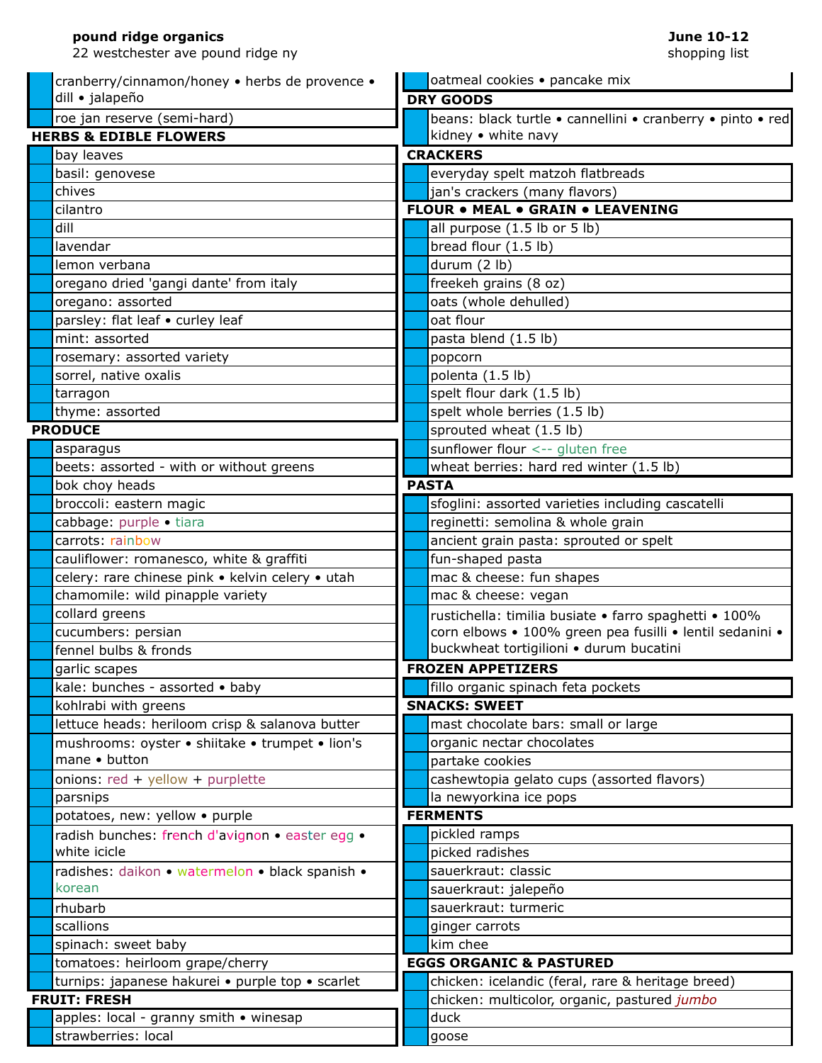**pound ridge organics**
22 westchester ave pound ridge ny

**June 10-12**
shopping list

- cranberry/cinnamon/honey • herbs de provence • dill • jalapeño
- roe jan reserve (semi-hard)

## HERBS & EDIBLE FLOWERS

- bay leaves
- basil: genovese
- chives
- cilantro
- dill
- lavendar
- lemon verbana
- oregano dried 'gangi dante' from italy
- oregano: assorted
- parsley: flat leaf • curley leaf
- mint: assorted
- rosemary: assorted variety
- sorrel, native oxalis
- tarragon
- thyme: assorted

## PRODUCE

- asparagus
- beets: assorted - with or without greens
- bok choy heads
- broccoli: eastern magic
- cabbage: purple • tiara
- carrots: rainbow
- cauliflower: romanesco, white & graffiti
- celery: rare chinese pink • kelvin celery • utah
- chamomile: wild pinapple variety
- collard greens
- cucumbers: persian
- fennel bulbs & fronds
- garlic scapes
- kale: bunches - assorted • baby
- kohlrabi with greens
- lettuce heads: heriloom crisp & salanova butter
- mushrooms: oyster • shiitake • trumpet • lion's mane • button
- onions: red + yellow + purplette
- parsnips
- potatoes, new: yellow • purple
- radish bunches: french d'avignon • easter egg • white icicle
- radishes: daikon • watermelon • black spanish • korean
- rhubarb
- scallions
- spinach: sweet baby
- tomatoes: heirloom grape/cherry
- turnips: japanese hakurei • purple top • scarlet

## FRUIT: FRESH

- apples: local - granny smith • winesap
- strawberries: local

---

- oatmeal cookies • pancake mix

## DRY GOODS

- beans: black turtle • cannellini • cranberry • pinto • red kidney • white navy

## CRACKERS

- everyday spelt matzoh flatbreads
- jan's crackers (many flavors)

## FLOUR • MEAL • GRAIN • LEAVENING

- all purpose (1.5 lb or 5 lb)
- bread flour (1.5 lb)
- durum (2 lb)
- freekeh grains (8 oz)
- oats (whole dehulled)
- oat flour
- pasta blend (1.5 lb)
- popcorn
- polenta (1.5 lb)
- spelt flour dark (1.5 lb)
- spelt whole berries (1.5 lb)
- sprouted wheat (1.5 lb)
- sunflower flour <-- gluten free
- wheat berries: hard red winter (1.5 lb)

## PASTA

- sfoglini: assorted varieties including cascatelli
- reginetti: semolina & whole grain
- ancient grain pasta: sprouted or spelt
- fun-shaped pasta
- mac & cheese: fun shapes
- mac & cheese: vegan
- rustichella: timilia busiate • farro spaghetti • 100% corn elbows • 100% green pea fusilli • lentil sedanini • buckwheat tortigilioni • durum bucatini

## FROZEN APPETIZERS

- fillo organic spinach feta pockets

## SNACKS: SWEET

- mast chocolate bars: small or large
- organic nectar chocolates
- partake cookies
- cashewtopia gelato cups (assorted flavors)
- la newyorkina ice pops

## FERMENTS

- pickled ramps
- picked radishes
- sauerkraut: classic
- sauerkraut: jalepeño
- sauerkraut: turmeric
- ginger carrots
- kim chee

## EGGS ORGANIC & PASTURED

- chicken: icelandic (feral, rare & heritage breed)
- chicken: multicolor, organic, pastured *jumbo*
- duck
- goose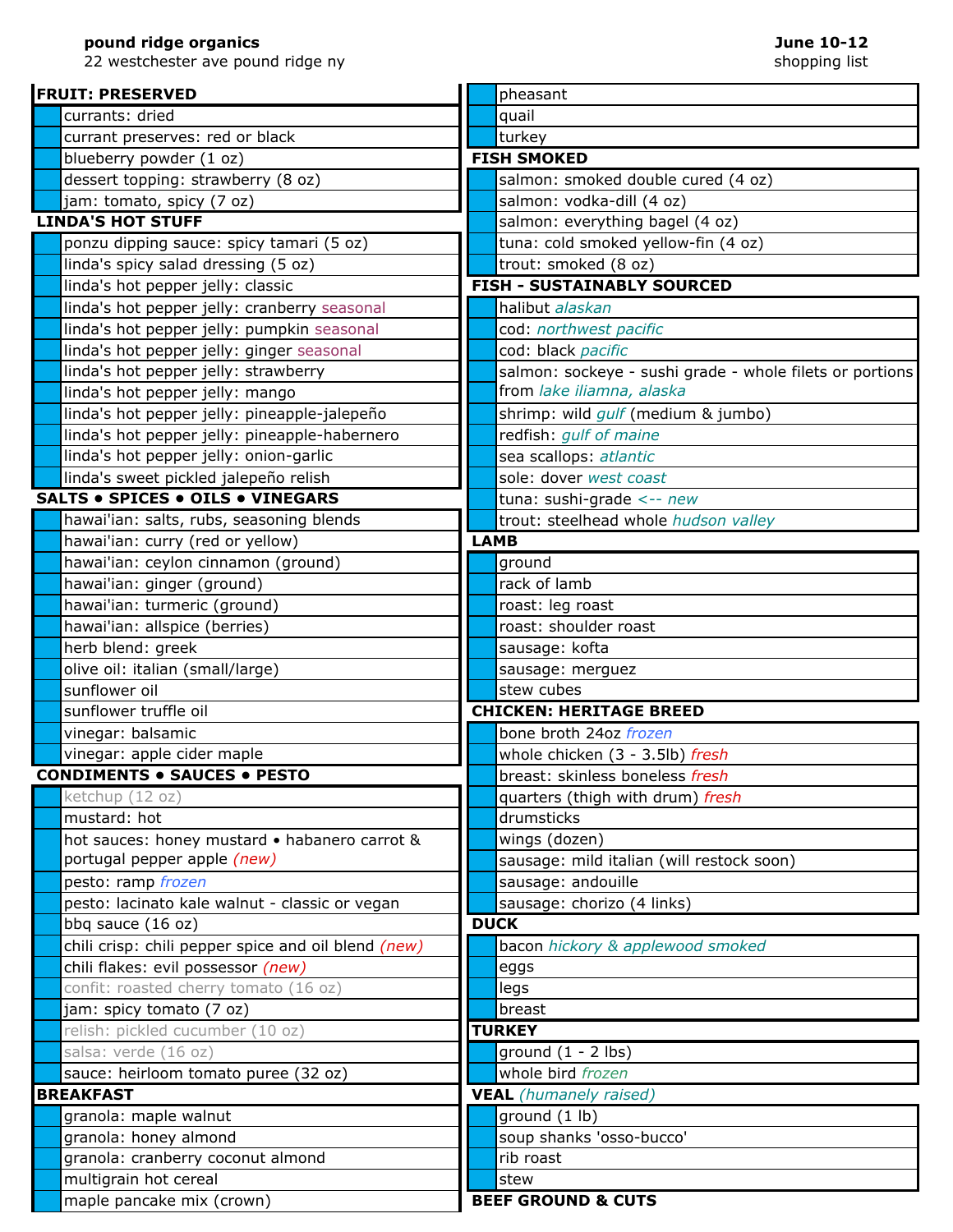**pound ridge organics**
22 westchester ave pound ridge ny

**June 10-12**
shopping list

## FRUIT: PRESERVED

- currants: dried
- currant preserves: red or black
- blueberry powder (1 oz)
- dessert topping: strawberry (8 oz)
- jam: tomato, spicy (7 oz)

## LINDA'S HOT STUFF

- ponzu dipping sauce: spicy tamari (5 oz)
- linda's spicy salad dressing (5 oz)
- linda's hot pepper jelly: classic
- linda's hot pepper jelly: cranberry *seasonal*
- linda's hot pepper jelly: pumpkin *seasonal*
- linda's hot pepper jelly: ginger *seasonal*
- linda's hot pepper jelly: strawberry
- linda's hot pepper jelly: mango
- linda's hot pepper jelly: pineapple-jalepeño
- linda's hot pepper jelly: pineapple-habernero
- linda's hot pepper jelly: onion-garlic
- linda's sweet pickled jalepeño relish

## SALTS • SPICES • OILS • VINEGARS

- hawai'ian: salts, rubs, seasoning blends
- hawai'ian: curry (red or yellow)
- hawai'ian: ceylon cinnamon (ground)
- hawai'ian: ginger (ground)
- hawai'ian: turmeric (ground)
- hawai'ian: allspice (berries)
- herb blend: greek
- olive oil: italian (small/large)
- sunflower oil
- sunflower truffle oil
- vinegar: balsamic
- vinegar: apple cider maple

## CONDIMENTS • SAUCES • PESTO

- ketchup (12 oz)
- mustard: hot
- hot sauces: honey mustard • habanero carrot & portugal pepper apple *(new)*
- pesto: ramp *frozen*
- pesto: lacinato kale walnut - classic or vegan
- bbq sauce (16 oz)
- chili crisp: chili pepper spice and oil blend *(new)*
- chili flakes: evil possessor *(new)*
- confit: roasted cherry tomato (16 oz)
- jam: spicy tomato (7 oz)
- relish: pickled cucumber (10 oz)
- salsa: verde (16 oz)
- sauce: heirloom tomato puree (32 oz)

## BREAKFAST

- granola: maple walnut
- granola: honey almond
- granola: cranberry coconut almond
- multigrain hot cereal
- maple pancake mix (crown)

---

- pheasant
- quail
- turkey

## FISH SMOKED

- salmon: smoked double cured (4 oz)
- salmon: vodka-dill (4 oz)
- salmon: everything bagel (4 oz)
- tuna: cold smoked yellow-fin (4 oz)
- trout: smoked (8 oz)

## FISH - SUSTAINABLY SOURCED

- halibut *alaskan*
- cod: *northwest pacific*
- cod: black *pacific*
- salmon: sockeye - sushi grade - whole filets or portions from *lake iliamna, alaska*
- shrimp: wild *gulf* (medium & jumbo)
- redfish: *gulf of maine*
- sea scallops: *atlantic*
- sole: dover *west coast*
- tuna: sushi-grade *<-- new*
- trout: steelhead whole *hudson valley*

## LAMB

- ground
- rack of lamb
- roast: leg roast
- roast: shoulder roast
- sausage: kofta
- sausage: merguez
- stew cubes

## CHICKEN: HERITAGE BREED

- bone broth 24oz *frozen*
- whole chicken (3 - 3.5lb) *fresh*
- breast: skinless boneless *fresh*
- quarters (thigh with drum) *fresh*
- drumsticks
- wings (dozen)
- sausage: mild italian (will restock soon)
- sausage: andouille
- sausage: chorizo (4 links)

## DUCK

- bacon *hickory & applewood smoked*
- eggs
- legs
- breast

## TURKEY

- ground (1 - 2 lbs)
- whole bird *frozen*

## VEAL *(humanely raised)*

- ground (1 lb)
- soup shanks 'osso-bucco'
- rib roast
- stew

## BEEF GROUND & CUTS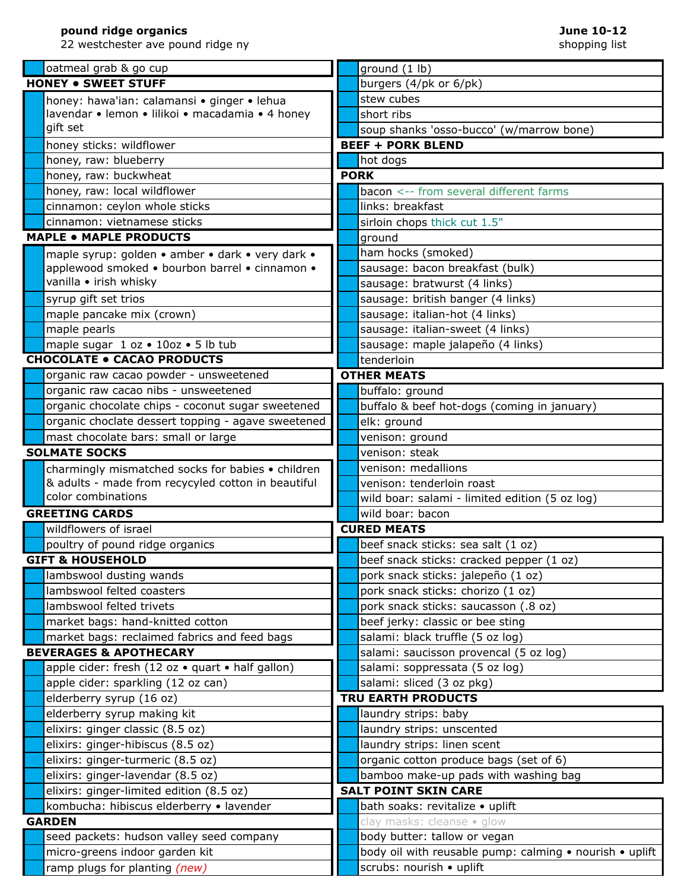**pound ridge organics**
22 westchester ave pound ridge ny

**June 10-12**
shopping list

- oatmeal grab & go cup

**HONEY • SWEET STUFF**

- honey: hawa'ian: calamansi • ginger • lehua lavendar • lemon • lilikoi • macadamia • 4 honey gift set
- honey sticks: wildflower
- honey, raw: blueberry
- honey, raw: buckwheat
- honey, raw: local wildflower
- cinnamon: ceylon whole sticks
- cinnamon: vietnamese sticks

**MAPLE • MAPLE PRODUCTS**

- maple syrup: golden • amber • dark • very dark • applewood smoked • bourbon barrel • cinnamon • vanilla • irish whisky
- syrup gift set trios
- maple pancake mix (crown)
- maple pearls
- maple sugar 1 oz • 10oz • 5 lb tub

**CHOCOLATE • CACAO PRODUCTS**

- organic raw cacao powder - unsweetened
- organic raw cacao nibs - unsweetened
- organic chocolate chips - coconut sugar sweetened
- organic choclate dessert topping - agave sweetened
- mast chocolate bars: small or large

**SOLMATE SOCKS**

- charmingly mismatched socks for babies • children & adults - made from recycyled cotton in beautiful color combinations

**GREETING CARDS**

- wildflowers of israel
- poultry of pound ridge organics

**GIFT & HOUSEHOLD**

- lambswool dusting wands
- lambswool felted coasters
- lambswool felted trivets
- market bags: hand-knitted cotton
- market bags: reclaimed fabrics and feed bags

**BEVERAGES & APOTHECARY**

- apple cider: fresh (12 oz • quart • half gallon)
- apple cider: sparkling (12 oz can)
- elderberry syrup (16 oz)
- elderberry syrup making kit
- elixirs: ginger classic (8.5 oz)
- elixirs: ginger-hibiscus (8.5 oz)
- elixirs: ginger-turmeric (8.5 oz)
- elixirs: ginger-lavendar (8.5 oz)
- elixirs: ginger-limited edition (8.5 oz)
- kombucha: hibiscus elderberry • lavender

**GARDEN**

- seed packets: hudson valley seed company
- micro-greens indoor garden kit
- ramp plugs for planting *(new)*

- ground (1 lb)
- burgers (4/pk or 6/pk)
- stew cubes
- short ribs
- soup shanks 'osso-bucco' (w/marrow bone)

**BEEF + PORK BLEND**

- hot dogs

**PORK**

- bacon <-- from several different farms
- links: breakfast
- sirloin chops thick cut 1.5"
- ground
- ham hocks (smoked)
- sausage: bacon breakfast (bulk)
- sausage: bratwurst (4 links)
- sausage: british banger (4 links)
- sausage: italian-hot (4 links)
- sausage: italian-sweet (4 links)
- sausage: maple jalapeño (4 links)
- tenderloin

**OTHER MEATS**

- buffalo: ground
- buffalo & beef hot-dogs (coming in january)
- elk: ground
- venison: ground
- venison: steak
- venison: medallions
- venison: tenderloin roast
- wild boar: salami - limited edition (5 oz log)
- wild boar: bacon

**CURED MEATS**

- beef snack sticks: sea salt (1 oz)
- beef snack sticks: cracked pepper (1 oz)
- pork snack sticks: jalepeño (1 oz)
- pork snack sticks: chorizo (1 oz)
- pork snack sticks: saucasson (.8 oz)
- beef jerky: classic or bee sting
- salami: black truffle (5 oz log)
- salami: saucisson provencal (5 oz log)
- salami: soppressata (5 oz log)
- salami: sliced (3 oz pkg)

**TRU EARTH PRODUCTS**

- laundry strips: baby
- laundry strips: unscented
- laundry strips: linen scent
- organic cotton produce bags (set of 6)
- bamboo make-up pads with washing bag

**SALT POINT SKIN CARE**

- bath soaks: revitalize • uplift
- clay masks: cleanse • glow
- body butter: tallow or vegan
- body oil with reusable pump: calming • nourish • uplift
- scrubs: nourish • uplift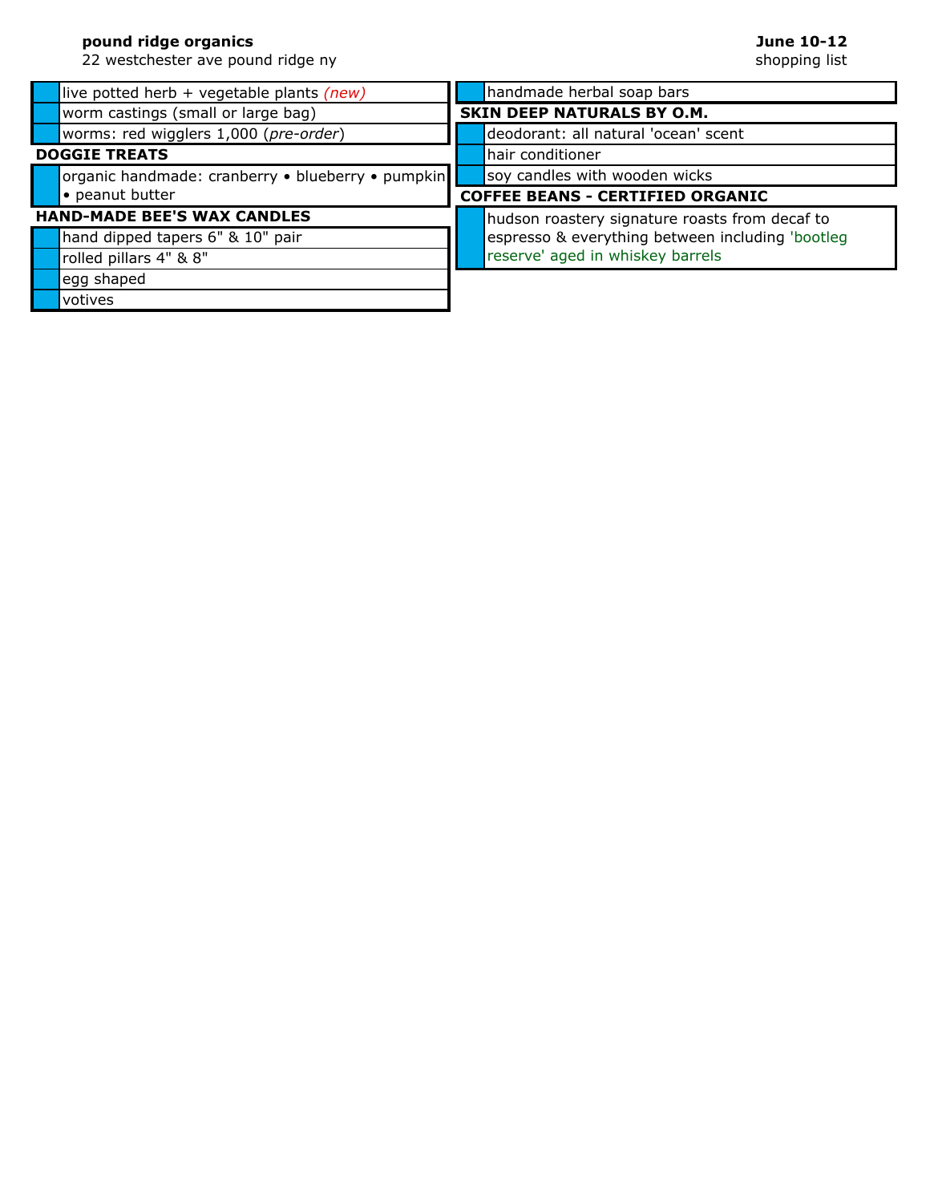**pound ridge organics**
22 westchester ave pound ridge ny

**June 10-12**
shopping list

- [ ] live potted herb + vegetable plants *(new)*
- [ ] worm castings (small or large bag)
- [ ] worms: red wigglers 1,000 (*pre-order*)

**DOGGIE TREATS**

- [ ] organic handmade: cranberry • blueberry • pumpkin • peanut butter

**HAND-MADE BEE'S WAX CANDLES**

- [ ] hand dipped tapers 6" & 10" pair
- [ ] rolled pillars 4" & 8"
- [ ] egg shaped
- [ ] votives
- [ ] handmade herbal soap bars

**SKIN DEEP NATURALS BY O.M.**

- [ ] deodorant: all natural 'ocean' scent
- [ ] hair conditioner
- [ ] soy candles with wooden wicks

**COFFEE BEANS - CERTIFIED ORGANIC**

- [ ] hudson roastery signature roasts from decaf to espresso & everything between including 'bootleg reserve' aged in whiskey barrels